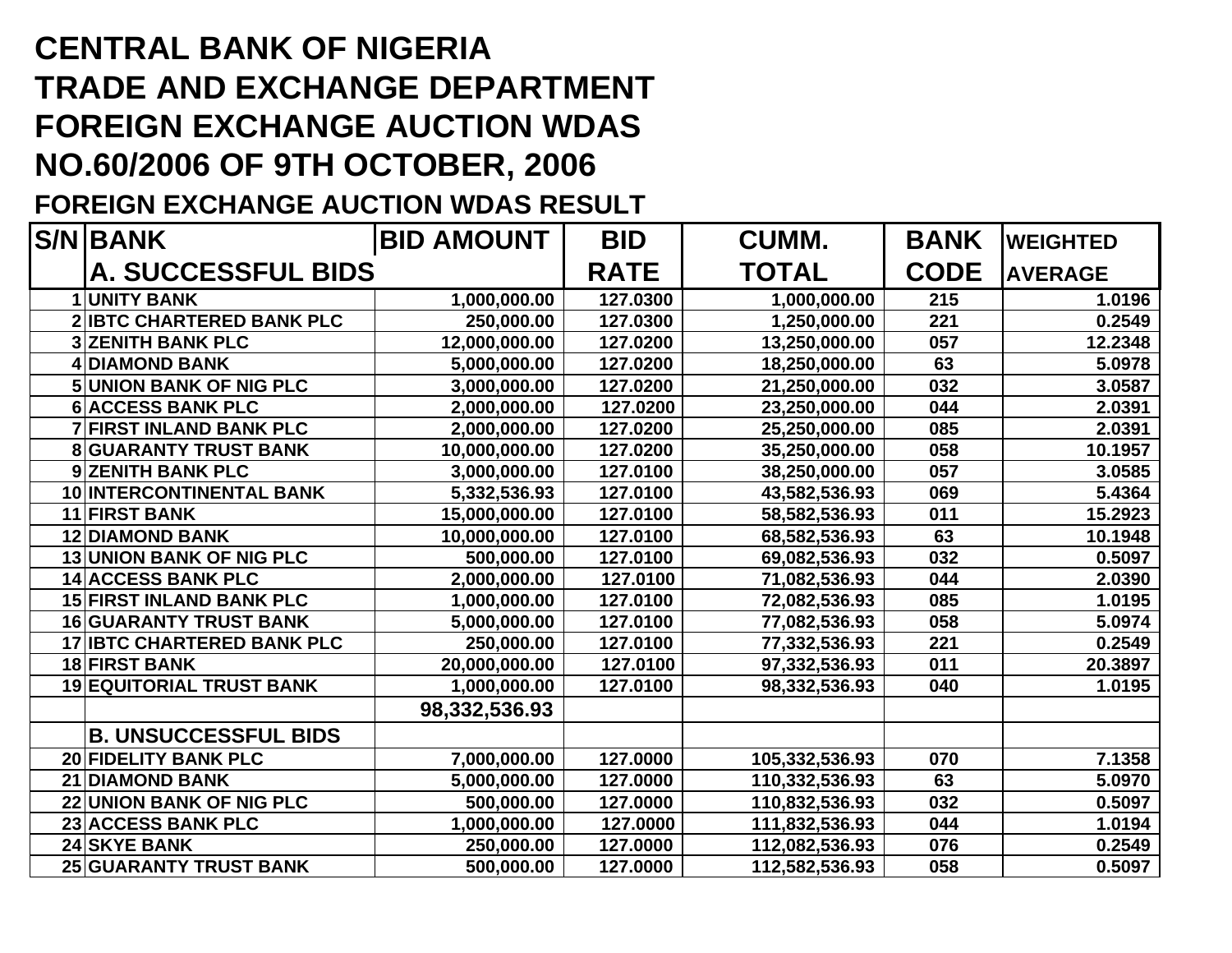# CENTRAL BANK OF NIGERIA
# TRADE AND EXCHANGE DEPARTMENT
# FOREIGN EXCHANGE AUCTION WDAS
# NO.60/2006 OF 9TH OCTOBER, 2006

## FOREIGN EXCHANGE AUCTION WDAS RESULT

| S/N | BANK | BID AMOUNT | BID | CUMM. | BANK | WEIGHTED |
|---|---|---|---|---|---|---|
| | A. SUCCESSFUL BIDS | | RATE | TOTAL | CODE | AVERAGE |
| 1 | UNITY BANK | 1,000,000.00 | 127.0300 | 1,000,000.00 | 215 | 1.0196 |
| 2 | IBTC CHARTERED BANK PLC | 250,000.00 | 127.0300 | 1,250,000.00 | 221 | 0.2549 |
| 3 | ZENITH BANK PLC | 12,000,000.00 | 127.0200 | 13,250,000.00 | 057 | 12.2348 |
| 4 | DIAMOND BANK | 5,000,000.00 | 127.0200 | 18,250,000.00 | 63 | 5.0978 |
| 5 | UNION BANK OF NIG PLC | 3,000,000.00 | 127.0200 | 21,250,000.00 | 032 | 3.0587 |
| 6 | ACCESS BANK PLC | 2,000,000.00 | 127.0200 | 23,250,000.00 | 044 | 2.0391 |
| 7 | FIRST INLAND BANK PLC | 2,000,000.00 | 127.0200 | 25,250,000.00 | 085 | 2.0391 |
| 8 | GUARANTY TRUST BANK | 10,000,000.00 | 127.0200 | 35,250,000.00 | 058 | 10.1957 |
| 9 | ZENITH BANK PLC | 3,000,000.00 | 127.0100 | 38,250,000.00 | 057 | 3.0585 |
| 10 | INTERCONTINENTAL BANK | 5,332,536.93 | 127.0100 | 43,582,536.93 | 069 | 5.4364 |
| 11 | FIRST BANK | 15,000,000.00 | 127.0100 | 58,582,536.93 | 011 | 15.2923 |
| 12 | DIAMOND BANK | 10,000,000.00 | 127.0100 | 68,582,536.93 | 63 | 10.1948 |
| 13 | UNION BANK OF NIG PLC | 500,000.00 | 127.0100 | 69,082,536.93 | 032 | 0.5097 |
| 14 | ACCESS BANK PLC | 2,000,000.00 | 127.0100 | 71,082,536.93 | 044 | 2.0390 |
| 15 | FIRST INLAND BANK PLC | 1,000,000.00 | 127.0100 | 72,082,536.93 | 085 | 1.0195 |
| 16 | GUARANTY TRUST BANK | 5,000,000.00 | 127.0100 | 77,082,536.93 | 058 | 5.0974 |
| 17 | IBTC CHARTERED BANK PLC | 250,000.00 | 127.0100 | 77,332,536.93 | 221 | 0.2549 |
| 18 | FIRST BANK | 20,000,000.00 | 127.0100 | 97,332,536.93 | 011 | 20.3897 |
| 19 | EQUITORIAL TRUST BANK | 1,000,000.00 | 127.0100 | 98,332,536.93 | 040 | 1.0195 |
| | | 98,332,536.93 | | | | |
| | B. UNSUCCESSFUL BIDS | | | | | |
| 20 | FIDELITY BANK PLC | 7,000,000.00 | 127.0000 | 105,332,536.93 | 070 | 7.1358 |
| 21 | DIAMOND BANK | 5,000,000.00 | 127.0000 | 110,332,536.93 | 63 | 5.0970 |
| 22 | UNION BANK OF NIG PLC | 500,000.00 | 127.0000 | 110,832,536.93 | 032 | 0.5097 |
| 23 | ACCESS BANK PLC | 1,000,000.00 | 127.0000 | 111,832,536.93 | 044 | 1.0194 |
| 24 | SKYE BANK | 250,000.00 | 127.0000 | 112,082,536.93 | 076 | 0.2549 |
| 25 | GUARANTY TRUST BANK | 500,000.00 | 127.0000 | 112,582,536.93 | 058 | 0.5097 |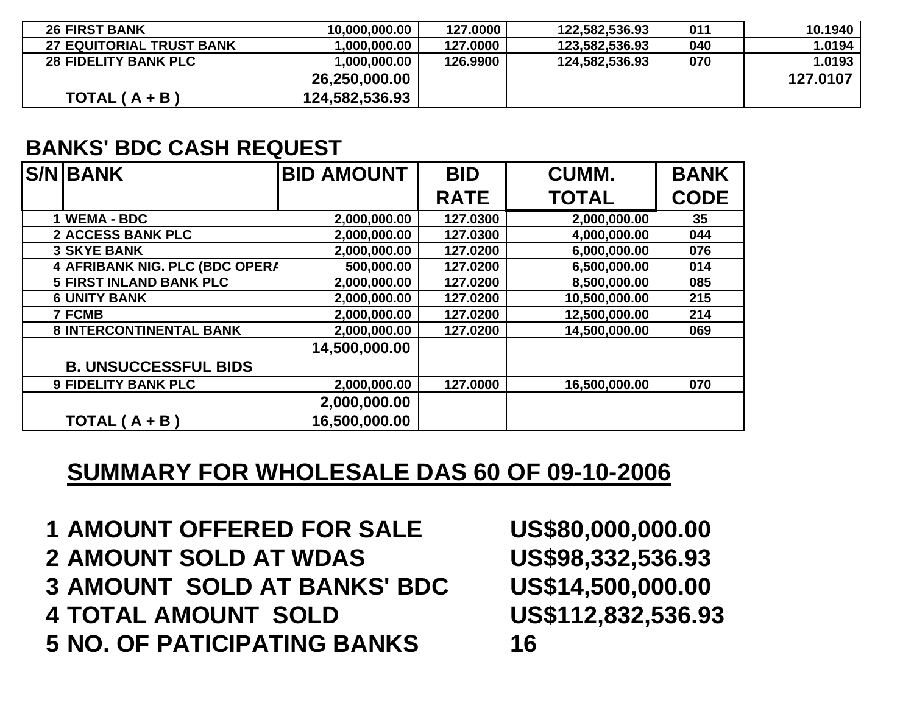| | | | | | | |
|---|---|---|---|---|---|---|
| 26 | FIRST BANK | 10,000,000.00 | 127.0000 | 122,582,536.93 | 011 | 10.1940 |
| 27 | EQUITORIAL TRUST BANK | 1,000,000.00 | 127.0000 | 123,582,536.93 | 040 | 1.0194 |
| 28 | FIDELITY BANK PLC | 1,000,000.00 | 126.9900 | 124,582,536.93 | 070 | 1.0193 |
| | | 26,250,000.00 | | | | 127.0107 |
| | TOTAL ( A + B ) | 124,582,536.93 | | | | |

## BANKS' BDC CASH REQUEST

| S/N | BANK | BID AMOUNT | BID RATE | CUMM. TOTAL | BANK CODE |
|---|---|---|---|---|---|
| 1 | WEMA - BDC | 2,000,000.00 | 127.0300 | 2,000,000.00 | 35 |
| 2 | ACCESS BANK PLC | 2,000,000.00 | 127.0300 | 4,000,000.00 | 044 |
| 3 | SKYE BANK | 2,000,000.00 | 127.0200 | 6,000,000.00 | 076 |
| 4 | AFRIBANK NIG. PLC (BDC OPERA | 500,000.00 | 127.0200 | 6,500,000.00 | 014 |
| 5 | FIRST INLAND BANK PLC | 2,000,000.00 | 127.0200 | 8,500,000.00 | 085 |
| 6 | UNITY BANK | 2,000,000.00 | 127.0200 | 10,500,000.00 | 215 |
| 7 | FCMB | 2,000,000.00 | 127.0200 | 12,500,000.00 | 214 |
| 8 | INTERCONTINENTAL BANK | 2,000,000.00 | 127.0200 | 14,500,000.00 | 069 |
| | | 14,500,000.00 | | | |
| | B. UNSUCCESSFUL BIDS | | | | |
| 9 | FIDELITY BANK PLC | 2,000,000.00 | 127.0000 | 16,500,000.00 | 070 |
| | | 2,000,000.00 | | | |
| | TOTAL ( A + B ) | 16,500,000.00 | | | |

## SUMMARY FOR WHOLESALE DAS 60 OF 09-10-2006

| | | |
|---|---|---|
| 1 | AMOUNT OFFERED FOR SALE | US$80,000,000.00 |
| 2 | AMOUNT SOLD AT WDAS | US$98,332,536.93 |
| 3 | AMOUNT SOLD AT BANKS' BDC | US$14,500,000.00 |
| 4 | TOTAL AMOUNT SOLD | US$112,832,536.93 |
| 5 | NO. OF PATICIPATING BANKS | 16 |